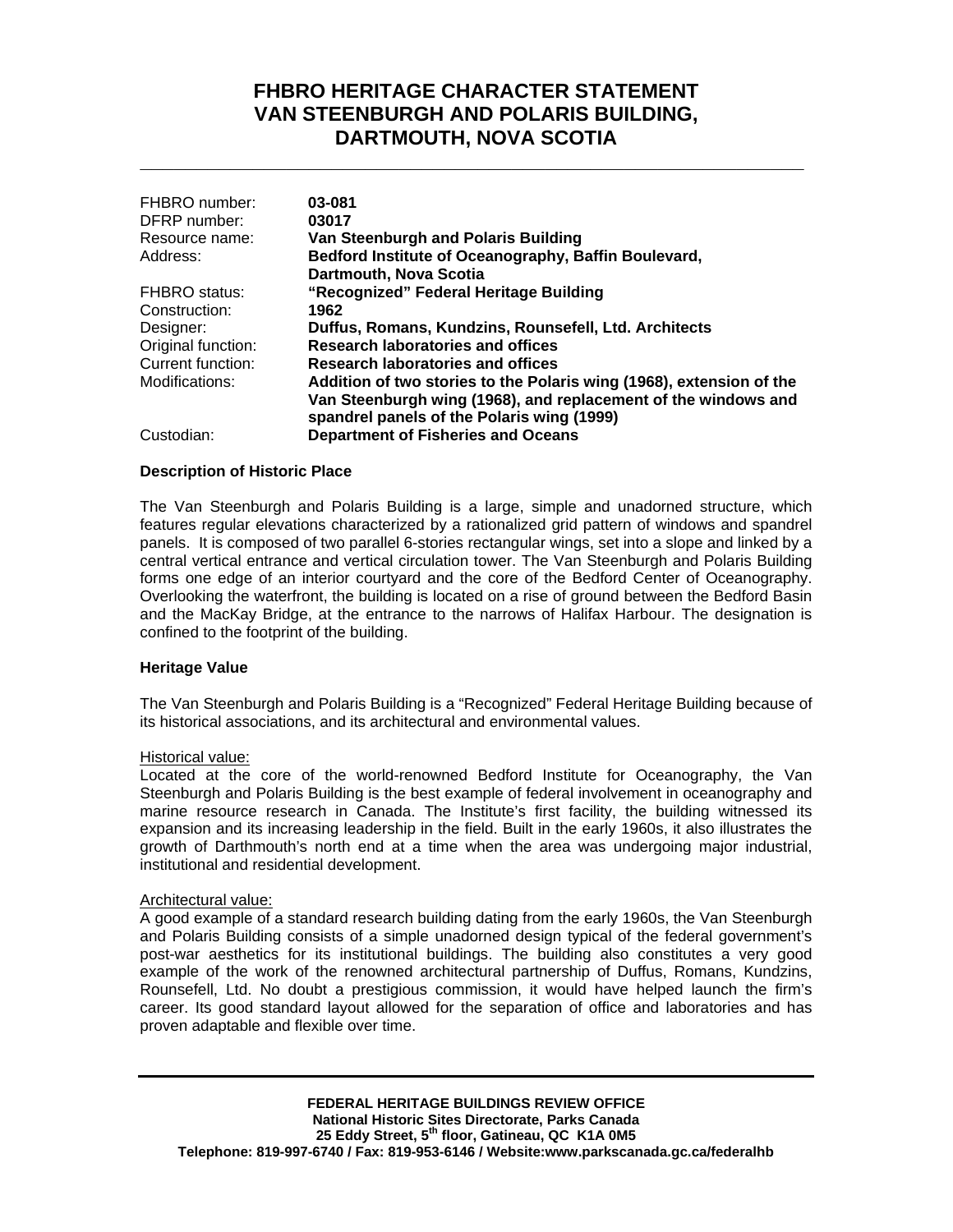# FHBRO HERITAGE CHARACTER STATEMENT
# VAN STEENBURGH AND POLARIS BUILDING, DARTMOUTH, NOVA SCOTIA

| | |
|---|---|
| FHBRO number: | **03-081** |
| DFRP number: | **03017** |
| Resource name: | **Van Steenburgh and Polaris Building** |
| Address: | **Bedford Institute of Oceanography, Baffin Boulevard, Dartmouth, Nova Scotia** |
| FHBRO status: | **"Recognized" Federal Heritage Building** |
| Construction: | **1962** |
| Designer: | **Duffus, Romans, Kundzins, Rounsefell, Ltd. Architects** |
| Original function: | **Research laboratories and offices** |
| Current function: | **Research laboratories and offices** |
| Modifications: | **Addition of two stories to the Polaris wing (1968), extension of the Van Steenburgh wing (1968), and replacement of the windows and spandrel panels of the Polaris wing (1999)** |
| Custodian: | **Department of Fisheries and Oceans** |

### Description of Historic Place

The Van Steenburgh and Polaris Building is a large, simple and unadorned structure, which features regular elevations characterized by a rationalized grid pattern of windows and spandrel panels. It is composed of two parallel 6-stories rectangular wings, set into a slope and linked by a central vertical entrance and vertical circulation tower. The Van Steenburgh and Polaris Building forms one edge of an interior courtyard and the core of the Bedford Center of Oceanography. Overlooking the waterfront, the building is located on a rise of ground between the Bedford Basin and the MacKay Bridge, at the entrance to the narrows of Halifax Harbour. The designation is confined to the footprint of the building.

### Heritage Value

The Van Steenburgh and Polaris Building is a "Recognized" Federal Heritage Building because of its historical associations, and its architectural and environmental values.

Historical value:
Located at the core of the world-renowned Bedford Institute for Oceanography, the Van Steenburgh and Polaris Building is the best example of federal involvement in oceanography and marine resource research in Canada. The Institute's first facility, the building witnessed its expansion and its increasing leadership in the field. Built in the early 1960s, it also illustrates the growth of Darthmouth's north end at a time when the area was undergoing major industrial, institutional and residential development.

Architectural value:
A good example of a standard research building dating from the early 1960s, the Van Steenburgh and Polaris Building consists of a simple unadorned design typical of the federal government's post-war aesthetics for its institutional buildings. The building also constitutes a very good example of the work of the renowned architectural partnership of Duffus, Romans, Kundzins, Rounsefell, Ltd. No doubt a prestigious commission, it would have helped launch the firm's career. Its good standard layout allowed for the separation of office and laboratories and has proven adaptable and flexible over time.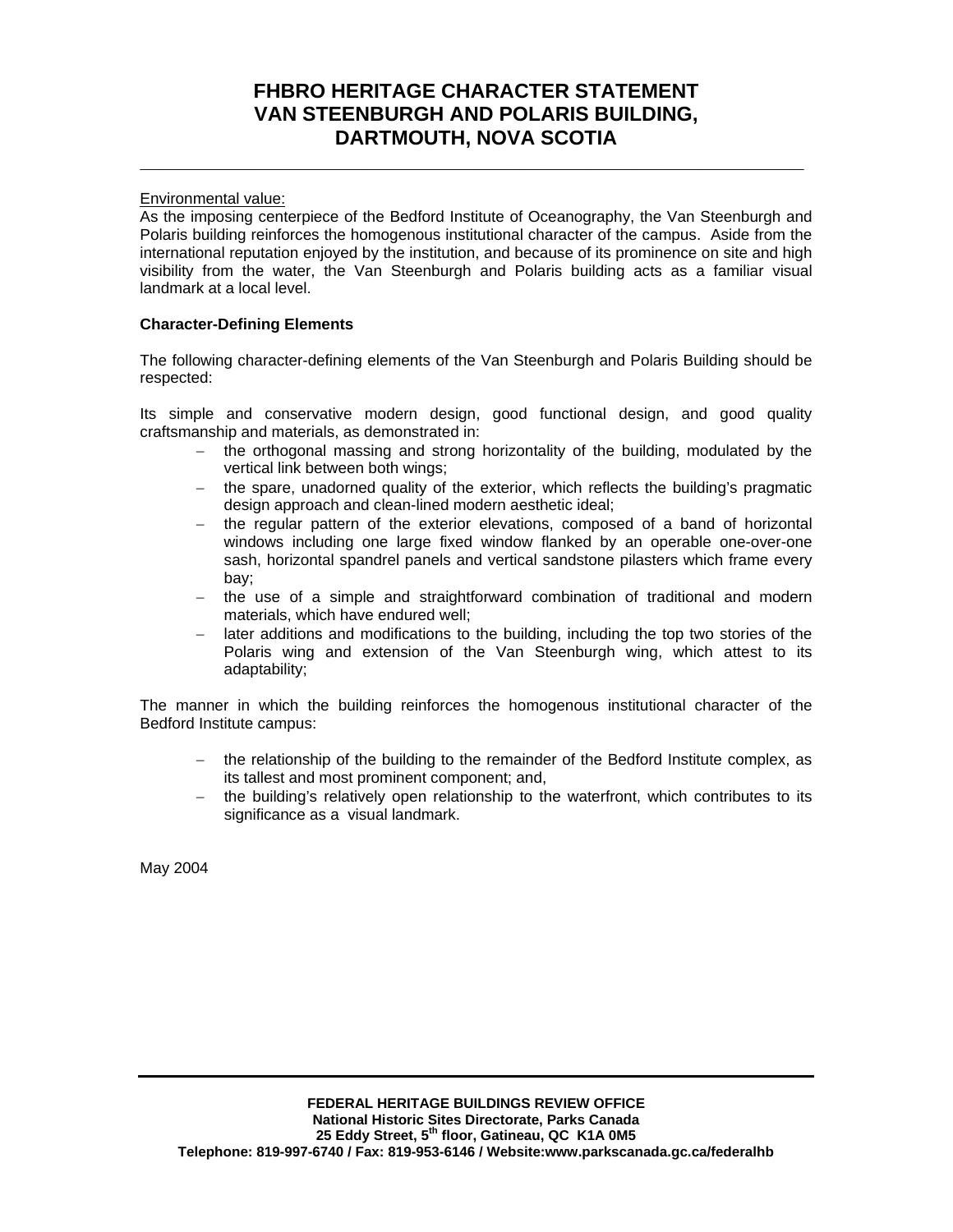# FHBRO HERITAGE CHARACTER STATEMENT VAN STEENBURGH AND POLARIS BUILDING, DARTMOUTH, NOVA SCOTIA

Environmental value:
As the imposing centerpiece of the Bedford Institute of Oceanography, the Van Steenburgh and Polaris building reinforces the homogenous institutional character of the campus. Aside from the international reputation enjoyed by the institution, and because of its prominence on site and high visibility from the water, the Van Steenburgh and Polaris building acts as a familiar visual landmark at a local level.

**Character-Defining Elements**

The following character-defining elements of the Van Steenburgh and Polaris Building should be respected:

Its simple and conservative modern design, good functional design, and good quality craftsmanship and materials, as demonstrated in:

- the orthogonal massing and strong horizontality of the building, modulated by the vertical link between both wings;
- the spare, unadorned quality of the exterior, which reflects the building's pragmatic design approach and clean-lined modern aesthetic ideal;
- the regular pattern of the exterior elevations, composed of a band of horizontal windows including one large fixed window flanked by an operable one-over-one sash, horizontal spandrel panels and vertical sandstone pilasters which frame every bay;
- the use of a simple and straightforward combination of traditional and modern materials, which have endured well;
- later additions and modifications to the building, including the top two stories of the Polaris wing and extension of the Van Steenburgh wing, which attest to its adaptability;

The manner in which the building reinforces the homogenous institutional character of the Bedford Institute campus:

- the relationship of the building to the remainder of the Bedford Institute complex, as its tallest and most prominent component; and,
- the building's relatively open relationship to the waterfront, which contributes to its significance as a visual landmark.

May 2004